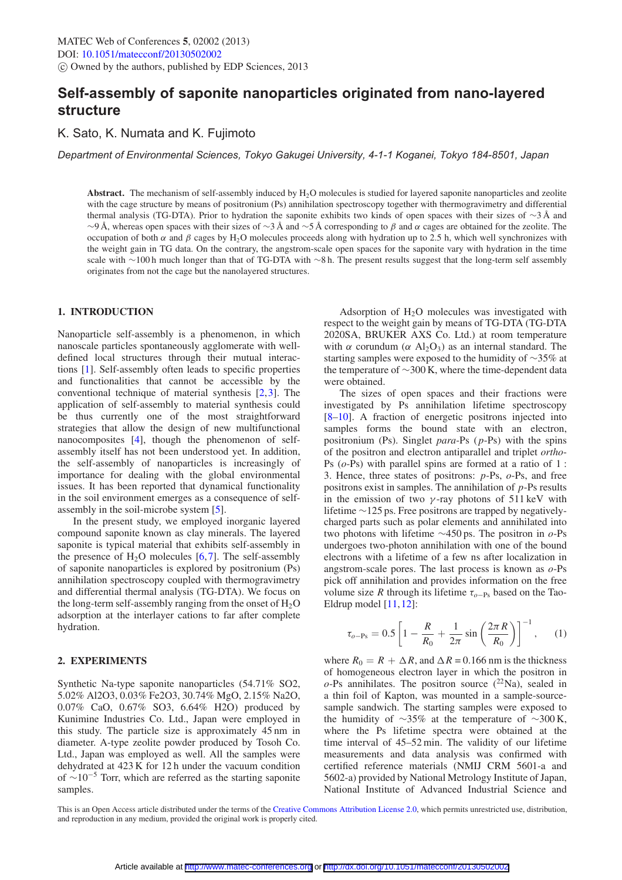# Self-assembly of saponite nanoparticles originated from nano-layered structure

K. Sato, K. Numata and K. Fujimoto

*Department of Environmental Sciences, Tokyo Gakugei University, 4-1-1 Koganei, Tokyo 184-8501, Japan*

**Abstract.** The mechanism of self-assembly induced by $H_2O$ molecules is studied for layered saponite nanoparticles and zeolite with the cage structure by means of positronium (Ps) annihilation spectroscopy together with thermogravimetry and differential thermal analysis (TG-DTA). Prior to hydration the saponite exhibits two kinds of open spaces with their sizes of ∼3 Å and ∼9 Å, whereas open spaces with their sizes of ∼3 Å and ∼5 Å corresponding to $\beta$ and $\alpha$ cages are obtained for the zeolite. The occupation of both $\alpha$ and $\beta$ cages by $H_2O$ molecules proceeds along with hydration up to 2.5 h, which well synchronizes with the weight gain in TG data. On the contrary, the angstrom-scale open spaces for the saponite vary with hydration in the time scale with ∼100 h much longer than that of TG-DTA with ∼8 h. The present results suggest that the long-term self assembly originates from not the cage but the nanolayered structures.

## 1. INTRODUCTION

Nanoparticle self-assembly is a phenomenon, in which nanoscale particles spontaneously agglomerate with well-defined local structures through their mutual interactions [1]. Self-assembly often leads to specific properties and functionalities that cannot be accessible by the conventional technique of material synthesis [2,3]. The application of self-assembly to material synthesis could be thus currently one of the most straightforward strategies that allow the design of new multifunctional nanocomposites [4], though the phenomenon of self-assembly itself has not been understood yet. In addition, the self-assembly of nanoparticles is increasingly of importance for dealing with the global environmental issues. It has been reported that dynamical functionality in the soil environment emerges as a consequence of self-assembly in the soil-microbe system [5].

In the present study, we employed inorganic layered compound saponite known as clay minerals. The layered saponite is typical material that exhibits self-assembly in the presence of $H_2O$ molecules [6,7]. The self-assembly of saponite nanoparticles is explored by positronium (Ps) annihilation spectroscopy coupled with thermogravimetry and differential thermal analysis (TG-DTA). We focus on the long-term self-assembly ranging from the onset of $H_2O$ adsorption at the interlayer cations to far after complete hydration.

## 2. EXPERIMENTS

Synthetic Na-type saponite nanoparticles (54.71% SO2, 5.02% Al2O3, 0.03% Fe2O3, 30.74% MgO, 2.15% Na2O, 0.07% CaO, 0.67% SO3, 6.64% H2O) produced by Kunimine Industries Co. Ltd., Japan were employed in this study. The particle size is approximately 45 nm in diameter. A-type zeolite powder produced by Tosoh Co. Ltd., Japan was employed as well. All the samples were dehydrated at 423 K for 12 h under the vacuum condition of $\sim 10^{-5}$ Torr, which are referred as the starting saponite samples.

Adsorption of $H_2O$ molecules was investigated with respect to the weight gain by means of TG-DTA (TG-DTA 2020SA, BRUKER AXS Co. Ltd.) at room temperature with $\alpha$ corundum ($\alpha$ $Al_2O_3$) as an internal standard. The starting samples were exposed to the humidity of ∼35% at the temperature of ∼300 K, where the time-dependent data were obtained.

The sizes of open spaces and their fractions were investigated by Ps annihilation lifetime spectroscopy [8–10]. A fraction of energetic positrons injected into samples forms the bound state with an electron, positronium (Ps). Singlet *para*-Ps (*p*-Ps) with the spins of the positron and electron antiparallel and triplet *ortho*-Ps (*o*-Ps) with parallel spins are formed at a ratio of 1 : 3. Hence, three states of positrons: *p*-Ps, *o*-Ps, and free positrons exist in samples. The annihilation of *p*-Ps results in the emission of two $\gamma$-ray photons of 511 keV with lifetime ∼125 ps. Free positrons are trapped by negatively-charged parts such as polar elements and annihilated into two photons with lifetime ∼450 ps. The positron in *o*-Ps undergoes two-photon annihilation with one of the bound electrons with a lifetime of a few ns after localization in angstrom-scale pores. The last process is known as *o*-Ps pick off annihilation and provides information on the free volume size $R$ through its lifetime $\tau_{o-\mathrm{Ps}}$ based on the Tao-Eldrup model [11,12]:

$$\tau_{o-\mathrm{Ps}} = 0.5\left[1 - \frac{R}{R_0} + \frac{1}{2\pi}\sin\left(\frac{2\pi R}{R_0}\right)\right]^{-1}, \qquad (1)$$

where $R_0 = R + \Delta R$, and $\Delta R = 0.166$ nm is the thickness of homogeneous electron layer in which the positron in *o*-Ps annihilates. The positron source ($^{22}$Na), sealed in a thin foil of Kapton, was mounted in a sample-source-sample sandwich. The starting samples were exposed to the humidity of ∼35% at the temperature of ∼300 K, where the Ps lifetime spectra were obtained at the time interval of 45–52 min. The validity of our lifetime measurements and data analysis was confirmed with certified reference materials (NMIJ CRM 5601-a and 5602-a) provided by National Metrology Institute of Japan, National Institute of Advanced Industrial Science and

This is an Open Access article distributed under the terms of the Creative Commons Attribution License 2.0, which permits unrestricted use, distribution, and reproduction in any medium, provided the original work is properly cited.

Article available at http://www.matec-conferences.org or http://dx.doi.org/10.1051/matecconf/20130502002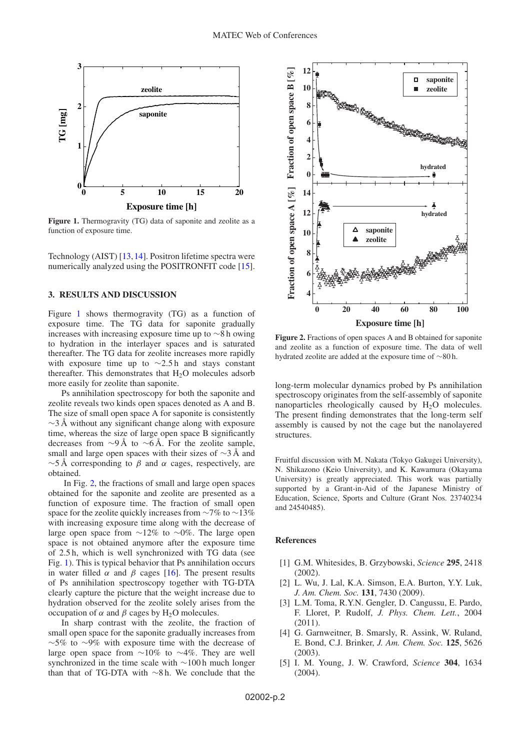Figure 1. Thermogravity (TG) data of saponite and zeolite as a function of exposure time.

Technology (AIST) [13,14]. Positron lifetime spectra were numerically analyzed using the POSITRONFIT code [15].

## 3. RESULTS AND DISCUSSION

Figure 1 shows thermogravity (TG) as a function of exposure time. The TG data for saponite gradually increases with increasing exposure time up to ∼8 h owing to hydration in the interlayer spaces and is saturated thereafter. The TG data for zeolite increases more rapidly with exposure time up to ∼2.5 h and stays constant thereafter. This demonstrates that $H_2O$ molecules adsorb more easily for zeolite than saponite.

Ps annihilation spectroscopy for both the saponite and zeolite reveals two kinds open spaces denoted as A and B. The size of small open space A for saponite is consistently ∼3 Å without any significant change along with exposure time, whereas the size of large open space B significantly decreases from ∼9 Å to ∼6 Å. For the zeolite sample, small and large open spaces with their sizes of ∼3 Å and ∼5 Å corresponding to $\beta$ and $\alpha$ cages, respectively, are obtained.

In Fig. 2, the fractions of small and large open spaces obtained for the saponite and zeolite are presented as a function of exposure time. The fraction of small open space for the zeolite quickly increases from ∼7% to ∼13% with increasing exposure time along with the decrease of large open space from ∼12% to ∼0%. The large open space is not obtained anymore after the exposure time of 2.5 h, which is well synchronized with TG data (see Fig. 1). This is typical behavior that Ps annihilation occurs in water filled $\alpha$ and $\beta$ cages [16]. The present results of Ps annihilation spectroscopy together with TG-DTA clearly capture the picture that the weight increase due to hydration observed for the zeolite solely arises from the occupation of $\alpha$ and $\beta$ cages by $H_2O$ molecules.

In sharp contrast with the zeolite, the fraction of small open space for the saponite gradually increases from ∼5% to ∼9% with exposure time with the decrease of large open space from ∼10% to ∼4%. They are well synchronized in the time scale with ∼100 h much longer than that of TG-DTA with ∼8 h. We conclude that the long-term molecular dynamics probed by Ps annihilation spectroscopy originates from the self-assembly of saponite nanoparticles rheologically caused by $H_2O$ molecules. The present finding demonstrates that the long-term self assembly is caused by not the cage but the nanolayered structures.

Figure 2. Fractions of open spaces A and B obtained for saponite and zeolite as a function of exposure time. The data of well hydrated zeolite are added at the exposure time of ∼80 h.

Fruitful discussion with M. Nakata (Tokyo Gakugei University), N. Shikazono (Keio University), and K. Kawamura (Okayama University) is greatly appreciated. This work was partially supported by a Grant-in-Aid of the Japanese Ministry of Education, Science, Sports and Culture (Grant Nos. 23740234 and 24540485).

## References

[1] G.M. Whitesides, B. Grzybowski, *Science* **295**, 2418 (2002).

[2] L. Wu, J. Lal, K.A. Simson, E.A. Burton, Y.Y. Luk, *J. Am. Chem. Soc.* **131**, 7430 (2009).

[3] L.M. Toma, R.Y.N. Gengler, D. Cangussu, E. Pardo, F. Lloret, P. Rudolf, *J. Phys. Chem. Lett.*, 2004 (2011).

[4] G. Garnweitner, B. Smarsly, R. Assink, W. Ruland, E. Bond, C.J. Brinker, *J. Am. Chem. Soc.* **125**, 5626 (2003).

[5] I. M. Young, J. W. Crawford, *Science* **304**, 1634 (2004).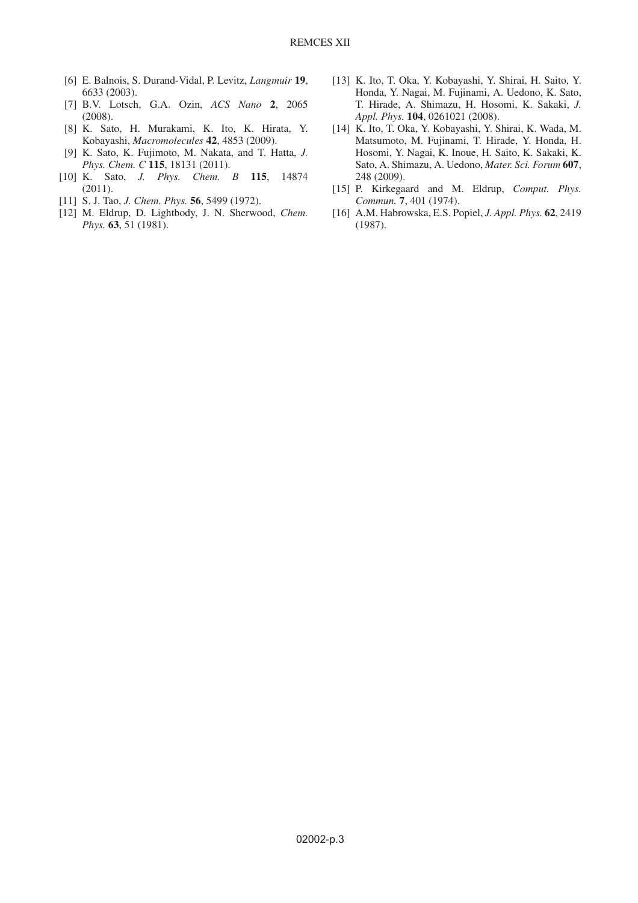[6] E. Balnois, S. Durand-Vidal, P. Levitz, *Langmuir* **19**, 6633 (2003).

[7] B.V. Lotsch, G.A. Ozin, *ACS Nano* **2**, 2065 (2008).

[8] K. Sato, H. Murakami, K. Ito, K. Hirata, Y. Kobayashi, *Macromolecules* **42**, 4853 (2009).

[9] K. Sato, K. Fujimoto, M. Nakata, and T. Hatta, *J. Phys. Chem. C* **115**, 18131 (2011).

[10] K. Sato, *J. Phys. Chem. B* **115**, 14874 (2011).

[11] S. J. Tao, *J. Chem. Phys.* **56**, 5499 (1972).

[12] M. Eldrup, D. Lightbody, J. N. Sherwood, *Chem. Phys.* **63**, 51 (1981).

[13] K. Ito, T. Oka, Y. Kobayashi, Y. Shirai, H. Saito, Y. Honda, Y. Nagai, M. Fujinami, A. Uedono, K. Sato, T. Hirade, A. Shimazu, H. Hosomi, K. Sakaki, *J. Appl. Phys.* **104**, 0261021 (2008).

[14] K. Ito, T. Oka, Y. Kobayashi, Y. Shirai, K. Wada, M. Matsumoto, M. Fujinami, T. Hirade, Y. Honda, H. Hosomi, Y. Nagai, K. Inoue, H. Saito, K. Sakaki, K. Sato, A. Shimazu, A. Uedono, *Mater. Sci. Forum* **607**, 248 (2009).

[15] P. Kirkegaard and M. Eldrup, *Comput. Phys. Commun.* **7**, 401 (1974).

[16] A.M. Habrowska, E.S. Popiel, *J. Appl. Phys.* **62**, 2419 (1987).